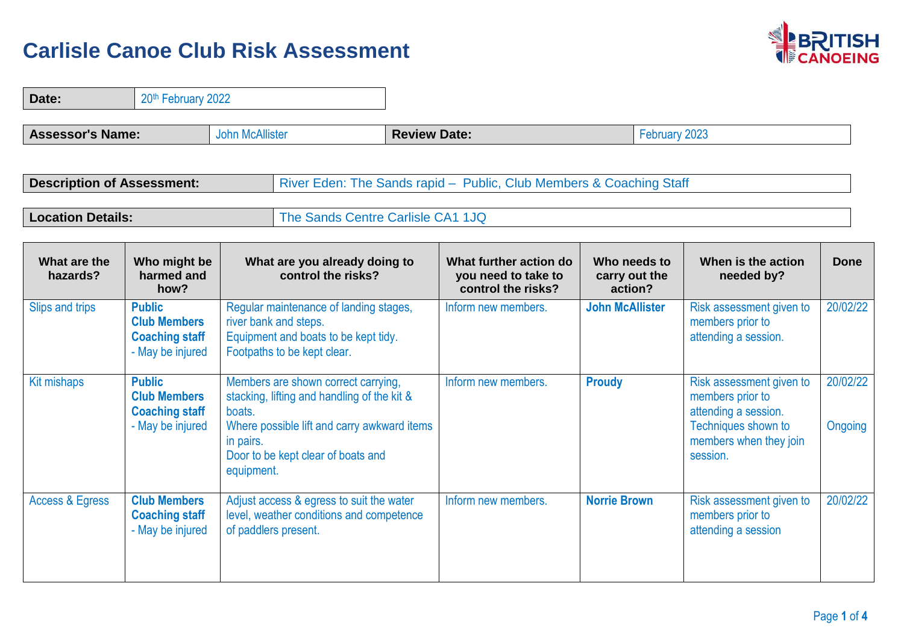# Carlisle Canoe Club Risk Assessment

| Date: | 20th February 2022 |
|---|---|

| Assessor's Name: | John McAllister | Review Date: | February 2023 |
|---|---|---|---|

| Description of Assessment: | River Eden: The Sands rapid – Public, Club Members & Coaching Staff |
|---|---|
| Location Details: | The Sands Centre Carlisle CA1 1JQ |

| What are the hazards? | Who might be harmed and how? | What are you already doing to control the risks? | What further action do you need to take to control the risks? | Who needs to carry out the action? | When is the action needed by? | Done |
|---|---|---|---|---|---|---|
| Slips and trips | **Public**<br>**Club Members**<br>**Coaching staff**<br>- May be injured | Regular maintenance of landing stages, river bank and steps.<br>Equipment and boats to be kept tidy.<br>Footpaths to be kept clear. | Inform new members. | **John McAllister** | Risk assessment given to members prior to attending a session. | 20/02/22 |
| Kit mishaps | **Public**<br>**Club Members**<br>**Coaching staff**<br>- May be injured | Members are shown correct carrying, stacking, lifting and handling of the kit & boats.<br>Where possible lift and carry awkward items in pairs.<br>Door to be kept clear of boats and equipment. | Inform new members. | **Proudy** | Risk assessment given to members prior to attending a session.<br>Techniques shown to members when they join session. | 20/02/22<br><br>Ongoing |
| Access & Egress | **Club Members**<br>**Coaching staff**<br>- May be injured | Adjust access & egress to suit the water level, weather conditions and competence of paddlers present. | Inform new members. | **Norrie Brown** | Risk assessment given to members prior to attending a session | 20/02/22 |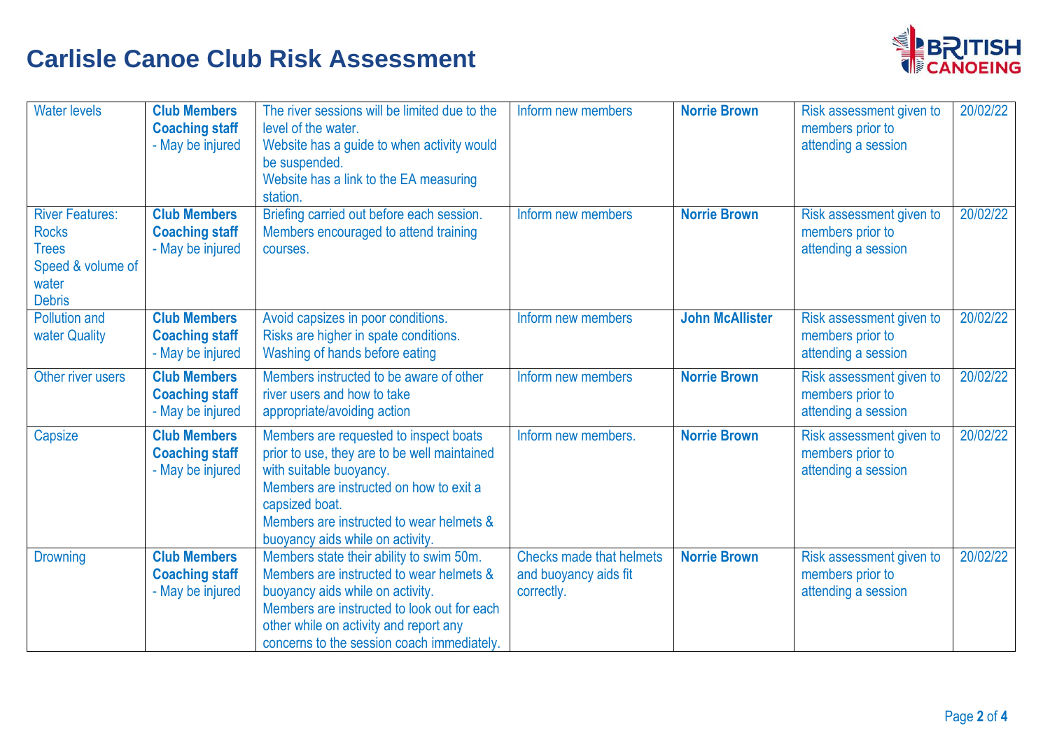# Carlisle Canoe Club Risk Assessment

| | | | | | | |
|---|---|---|---|---|---|---|
| Water levels | **Club Members** **Coaching staff** - May be injured | The river sessions will be limited due to the level of the water. Website has a guide to when activity would be suspended. Website has a link to the EA measuring station. | Inform new members | **Norrie Brown** | Risk assessment given to members prior to attending a session | 20/02/22 |
| River Features: Rocks Trees Speed & volume of water Debris | **Club Members** **Coaching staff** - May be injured | Briefing carried out before each session. Members encouraged to attend training courses. | Inform new members | **Norrie Brown** | Risk assessment given to members prior to attending a session | 20/02/22 |
| Pollution and water Quality | **Club Members** **Coaching staff** - May be injured | Avoid capsizes in poor conditions. Risks are higher in spate conditions. Washing of hands before eating | Inform new members | **John McAllister** | Risk assessment given to members prior to attending a session | 20/02/22 |
| Other river users | **Club Members** **Coaching staff** - May be injured | Members instructed to be aware of other river users and how to take appropriate/avoiding action | Inform new members | **Norrie Brown** | Risk assessment given to members prior to attending a session | 20/02/22 |
| Capsize | **Club Members** **Coaching staff** - May be injured | Members are requested to inspect boats prior to use, they are to be well maintained with suitable buoyancy. Members are instructed on how to exit a capsized boat. Members are instructed to wear helmets & buoyancy aids while on activity. | Inform new members. | **Norrie Brown** | Risk assessment given to members prior to attending a session | 20/02/22 |
| Drowning | **Club Members** **Coaching staff** - May be injured | Members state their ability to swim 50m. Members are instructed to wear helmets & buoyancy aids while on activity. Members are instructed to look out for each other while on activity and report any concerns to the session coach immediately. | Checks made that helmets and buoyancy aids fit correctly. | **Norrie Brown** | Risk assessment given to members prior to attending a session | 20/02/22 |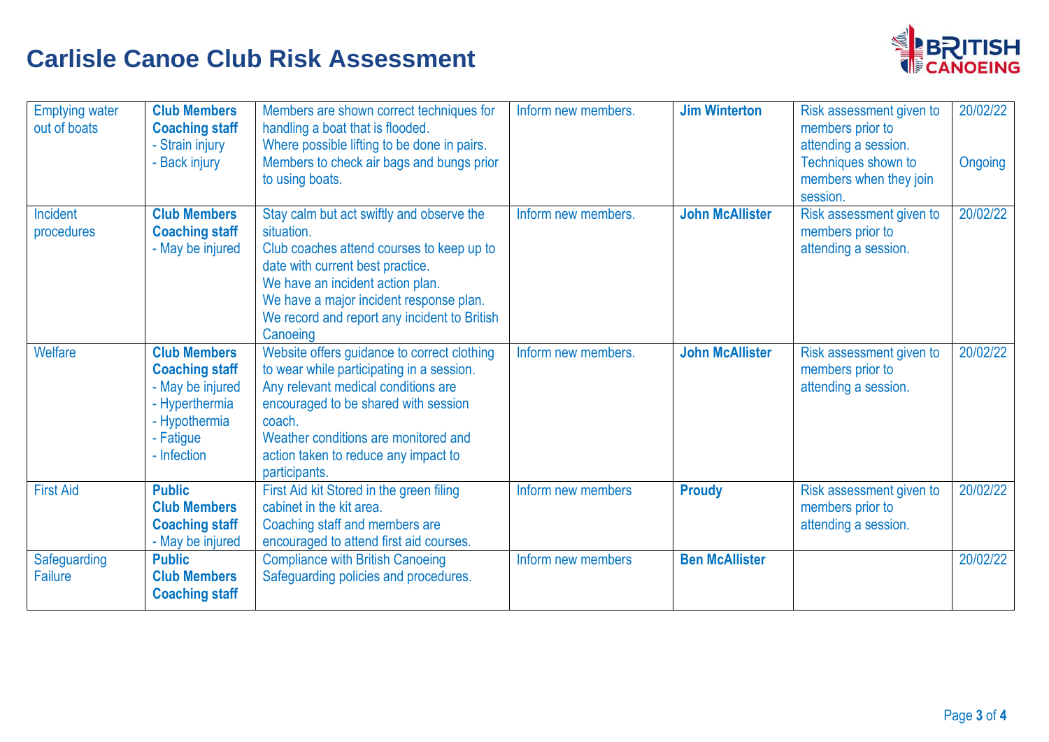# Carlisle Canoe Club Risk Assessment

| | | | | | | |
|---|---|---|---|---|---|---|
| Emptying water out of boats | **Club Members**<br>**Coaching staff**<br>- Strain injury<br>- Back injury | Members are shown correct techniques for handling a boat that is flooded.<br>Where possible lifting to be done in pairs.<br>Members to check air bags and bungs prior to using boats. | Inform new members. | **Jim Winterton** | Risk assessment given to members prior to attending a session.<br>Techniques shown to members when they join session. | 20/02/22<br><br>Ongoing |
| Incident procedures | **Club Members**<br>**Coaching staff**<br>- May be injured | Stay calm but act swiftly and observe the situation.<br>Club coaches attend courses to keep up to date with current best practice.<br>We have an incident action plan.<br>We have a major incident response plan.<br>We record and report any incident to British Canoeing | Inform new members. | **John McAllister** | Risk assessment given to members prior to attending a session. | 20/02/22 |
| Welfare | **Club Members**<br>**Coaching staff**<br>- May be injured<br>- Hyperthermia<br>- Hypothermia<br>- Fatigue<br>- Infection | Website offers guidance to correct clothing to wear while participating in a session.<br>Any relevant medical conditions are encouraged to be shared with session coach.<br>Weather conditions are monitored and action taken to reduce any impact to participants. | Inform new members. | **John McAllister** | Risk assessment given to members prior to attending a session. | 20/02/22 |
| First Aid | **Public**<br>**Club Members**<br>**Coaching staff**<br>- May be injured | First Aid kit Stored in the green filing cabinet in the kit area.<br>Coaching staff and members are encouraged to attend first aid courses. | Inform new members | **Proudy** | Risk assessment given to members prior to attending a session. | 20/02/22 |
| Safeguarding Failure | **Public**<br>**Club Members**<br>**Coaching staff** | Compliance with British Canoeing Safeguarding policies and procedures. | Inform new members | **Ben McAllister** | | 20/02/22 |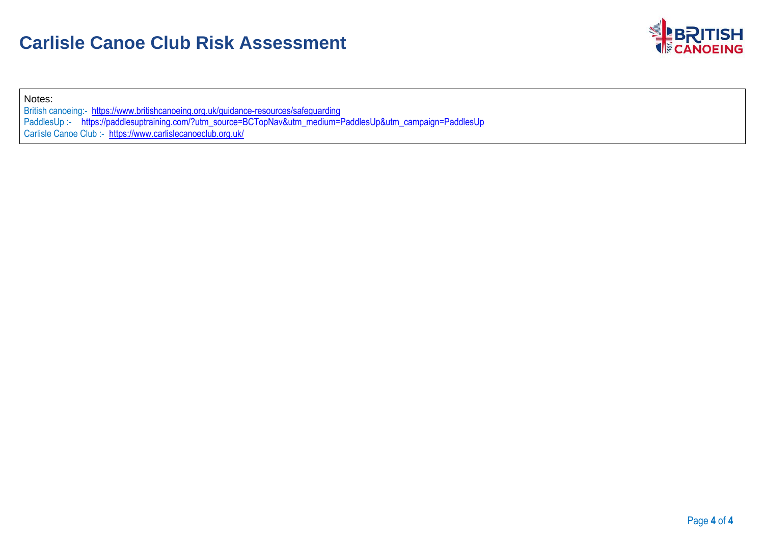# Carlisle Canoe Club Risk Assessment

Notes:

British canoeing:- https://www.britishcanoeing.org.uk/guidance-resources/safeguarding

PaddlesUp :- https://paddlesuptraining.com/?utm_source=BCTopNav&utm_medium=PaddlesUp&utm_campaign=PaddlesUp

Carlisle Canoe Club :- https://www.carlislecanoeclub.org.uk/